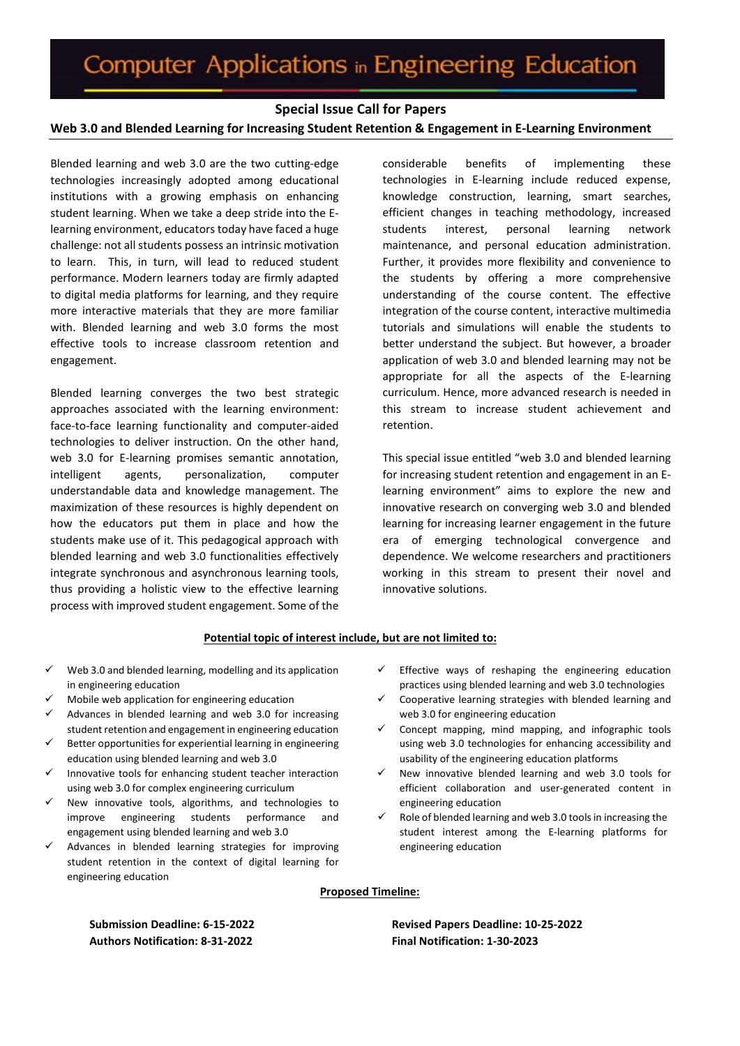# Computer Applications in Engineering Education

## Special Issue Call for Papers

### Web 3.0 and Blended Learning for Increasing Student Retention & Engagement in E-Learning Environment

Blended learning and web 3.0 are the two cutting-edge technologies increasingly adopted among educational institutions with a growing emphasis on enhancing student learning. When we take a deep stride into the E-learning environment, educators today have faced a huge challenge: not all students possess an intrinsic motivation to learn. This, in turn, will lead to reduced student performance. Modern learners today are firmly adapted to digital media platforms for learning, and they require more interactive materials that they are more familiar with. Blended learning and web 3.0 forms the most effective tools to increase classroom retention and engagement.

Blended learning converges the two best strategic approaches associated with the learning environment: face-to-face learning functionality and computer-aided technologies to deliver instruction. On the other hand, web 3.0 for E-learning promises semantic annotation, intelligent agents, personalization, computer understandable data and knowledge management. The maximization of these resources is highly dependent on how the educators put them in place and how the students make use of it. This pedagogical approach with blended learning and web 3.0 functionalities effectively integrate synchronous and asynchronous learning tools, thus providing a holistic view to the effective learning process with improved student engagement. Some of the considerable benefits of implementing these technologies in E-learning include reduced expense, knowledge construction, learning, smart searches, efficient changes in teaching methodology, increased students interest, personal learning network maintenance, and personal education administration. Further, it provides more flexibility and convenience to the students by offering a more comprehensive understanding of the course content. The effective integration of the course content, interactive multimedia tutorials and simulations will enable the students to better understand the subject. But however, a broader application of web 3.0 and blended learning may not be appropriate for all the aspects of the E-learning curriculum. Hence, more advanced research is needed in this stream to increase student achievement and retention.

This special issue entitled "web 3.0 and blended learning for increasing student retention and engagement in an E-learning environment" aims to explore the new and innovative research on converging web 3.0 and blended learning for increasing learner engagement in the future era of emerging technological convergence and dependence. We welcome researchers and practitioners working in this stream to present their novel and innovative solutions.

**Potential topic of interest include, but are not limited to:**

- ✓ Web 3.0 and blended learning, modelling and its application in engineering education
- ✓ Mobile web application for engineering education
- ✓ Advances in blended learning and web 3.0 for increasing student retention and engagement in engineering education
- ✓ Better opportunities for experiential learning in engineering education using blended learning and web 3.0
- ✓ Innovative tools for enhancing student teacher interaction using web 3.0 for complex engineering curriculum
- ✓ New innovative tools, algorithms, and technologies to improve engineering students performance and engagement using blended learning and web 3.0
- ✓ Advances in blended learning strategies for improving student retention in the context of digital learning for engineering education
- ✓ Effective ways of reshaping the engineering education practices using blended learning and web 3.0 technologies
- ✓ Cooperative learning strategies with blended learning and web 3.0 for engineering education
- ✓ Concept mapping, mind mapping, and infographic tools using web 3.0 technologies for enhancing accessibility and usability of the engineering education platforms
- ✓ New innovative blended learning and web 3.0 tools for efficient collaboration and user-generated content in engineering education
- ✓ Role of blended learning and web 3.0 tools in increasing the student interest among the E-learning platforms for engineering education

**Proposed Timeline:**

**Submission Deadline: 6-15-2022**
**Authors Notification: 8-31-2022**
**Revised Papers Deadline: 10-25-2022**
**Final Notification: 1-30-2023**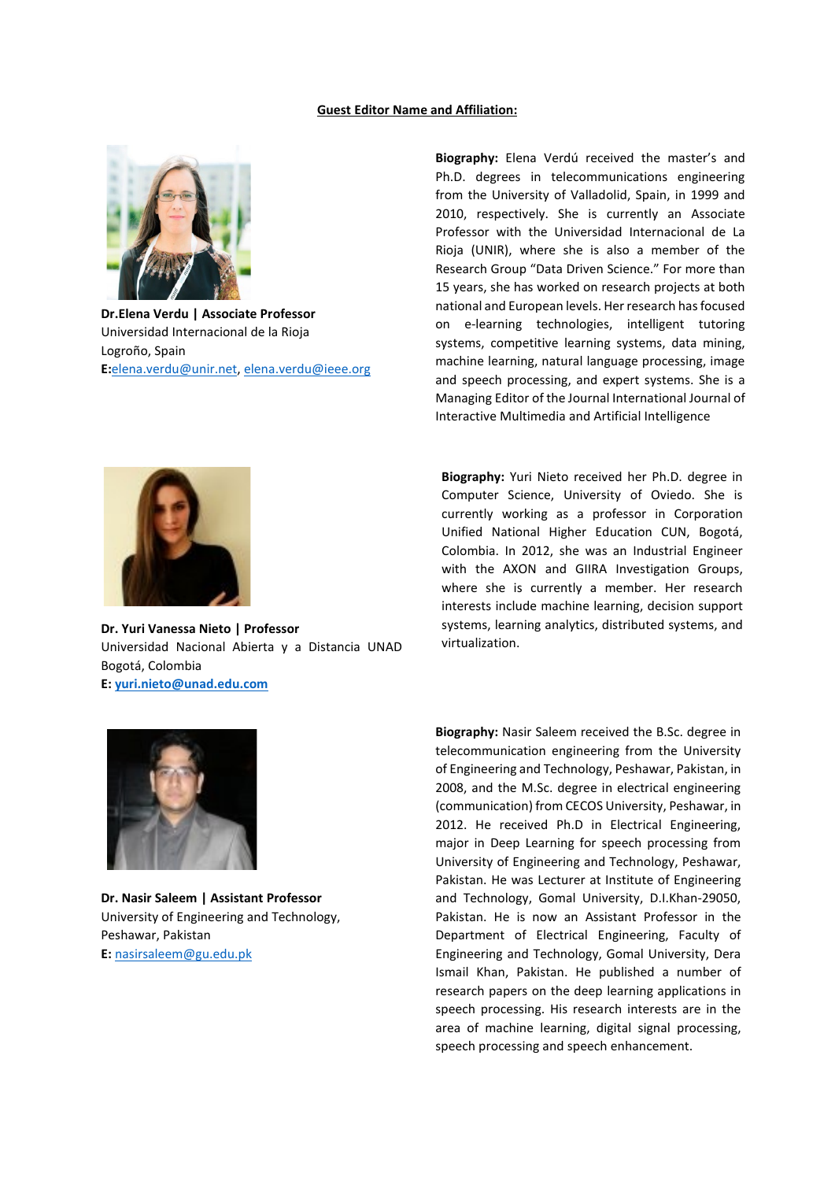**Guest Editor Name and Affiliation:**

**Dr.Elena Verdu | Associate Professor**
Universidad Internacional de la Rioja
Logroño, Spain
**E:**elena.verdu@unir.net, elena.verdu@ieee.org

**Biography:** Elena Verdú received the master's and Ph.D. degrees in telecommunications engineering from the University of Valladolid, Spain, in 1999 and 2010, respectively. She is currently an Associate Professor with the Universidad Internacional de La Rioja (UNIR), where she is also a member of the Research Group "Data Driven Science." For more than 15 years, she has worked on research projects at both national and European levels. Her research has focused on e-learning technologies, intelligent tutoring systems, competitive learning systems, data mining, machine learning, natural language processing, image and speech processing, and expert systems. She is a Managing Editor of the Journal International Journal of Interactive Multimedia and Artificial Intelligence

**Dr. Yuri Vanessa Nieto | Professor**
Universidad Nacional Abierta y a Distancia UNAD
Bogotá, Colombia
**E: yuri.nieto@unad.edu.com**

**Biography:** Yuri Nieto received her Ph.D. degree in Computer Science, University of Oviedo. She is currently working as a professor in Corporation Unified National Higher Education CUN, Bogotá, Colombia. In 2012, she was an Industrial Engineer with the AXON and GIIRA Investigation Groups, where she is currently a member. Her research interests include machine learning, decision support systems, learning analytics, distributed systems, and virtualization.

**Dr. Nasir Saleem | Assistant Professor**
University of Engineering and Technology,
Peshawar, Pakistan
**E:** nasirsaleem@gu.edu.pk

**Biography:** Nasir Saleem received the B.Sc. degree in telecommunication engineering from the University of Engineering and Technology, Peshawar, Pakistan, in 2008, and the M.Sc. degree in electrical engineering (communication) from CECOS University, Peshawar, in 2012. He received Ph.D in Electrical Engineering, major in Deep Learning for speech processing from University of Engineering and Technology, Peshawar, Pakistan. He was Lecturer at Institute of Engineering and Technology, Gomal University, D.I.Khan-29050, Pakistan. He is now an Assistant Professor in the Department of Electrical Engineering, Faculty of Engineering and Technology, Gomal University, Dera Ismail Khan, Pakistan. He published a number of research papers on the deep learning applications in speech processing. His research interests are in the area of machine learning, digital signal processing, speech processing and speech enhancement.